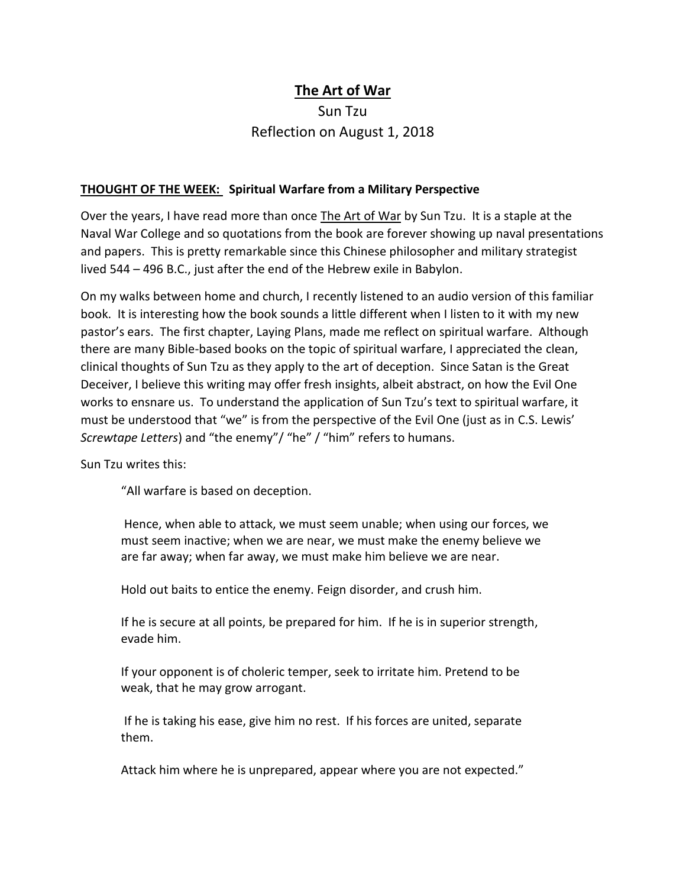# The Art of War

Sun Tzu

Reflection on August 1, 2018

**THOUGHT OF THE WEEK: Spiritual Warfare from a Military Perspective**

Over the years, I have read more than once The Art of War by Sun Tzu. It is a staple at the Naval War College and so quotations from the book are forever showing up naval presentations and papers. This is pretty remarkable since this Chinese philosopher and military strategist lived 544 – 496 B.C., just after the end of the Hebrew exile in Babylon.

On my walks between home and church, I recently listened to an audio version of this familiar book. It is interesting how the book sounds a little different when I listen to it with my new pastor's ears. The first chapter, Laying Plans, made me reflect on spiritual warfare. Although there are many Bible-based books on the topic of spiritual warfare, I appreciated the clean, clinical thoughts of Sun Tzu as they apply to the art of deception. Since Satan is the Great Deceiver, I believe this writing may offer fresh insights, albeit abstract, on how the Evil One works to ensnare us. To understand the application of Sun Tzu's text to spiritual warfare, it must be understood that "we" is from the perspective of the Evil One (just as in C.S. Lewis' *Screwtape Letters*) and "the enemy"/ "he" / "him" refers to humans.

Sun Tzu writes this:

> "All warfare is based on deception.
>
> Hence, when able to attack, we must seem unable; when using our forces, we must seem inactive; when we are near, we must make the enemy believe we are far away; when far away, we must make him believe we are near.
>
> Hold out baits to entice the enemy. Feign disorder, and crush him.
>
> If he is secure at all points, be prepared for him. If he is in superior strength, evade him.
>
> If your opponent is of choleric temper, seek to irritate him. Pretend to be weak, that he may grow arrogant.
>
> If he is taking his ease, give him no rest. If his forces are united, separate them.
>
> Attack him where he is unprepared, appear where you are not expected."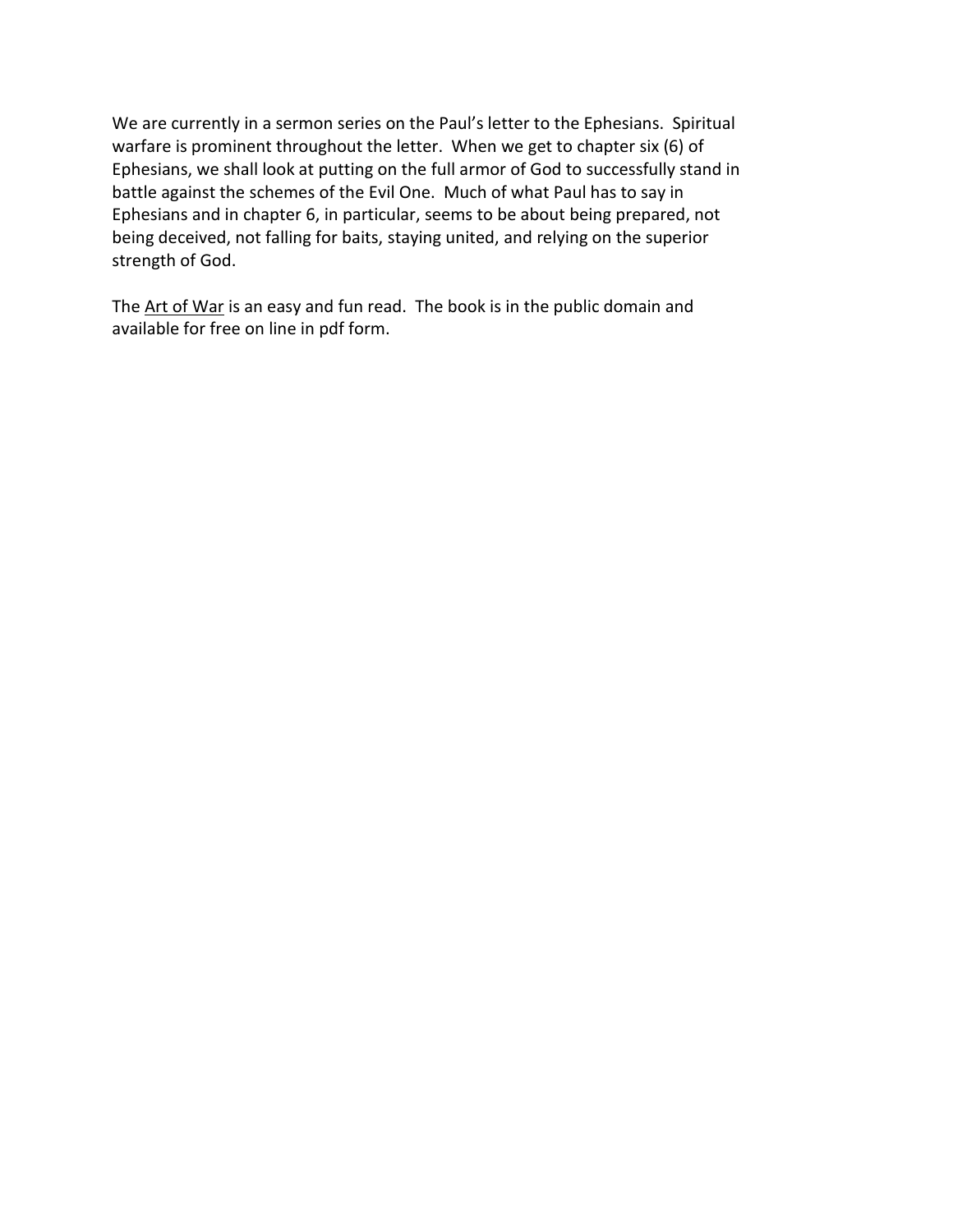We are currently in a sermon series on the Paul's letter to the Ephesians. Spiritual warfare is prominent throughout the letter. When we get to chapter six (6) of Ephesians, we shall look at putting on the full armor of God to successfully stand in battle against the schemes of the Evil One. Much of what Paul has to say in Ephesians and in chapter 6, in particular, seems to be about being prepared, not being deceived, not falling for baits, staying united, and relying on the superior strength of God.

The <u>Art of War</u> is an easy and fun read. The book is in the public domain and available for free on line in pdf form.